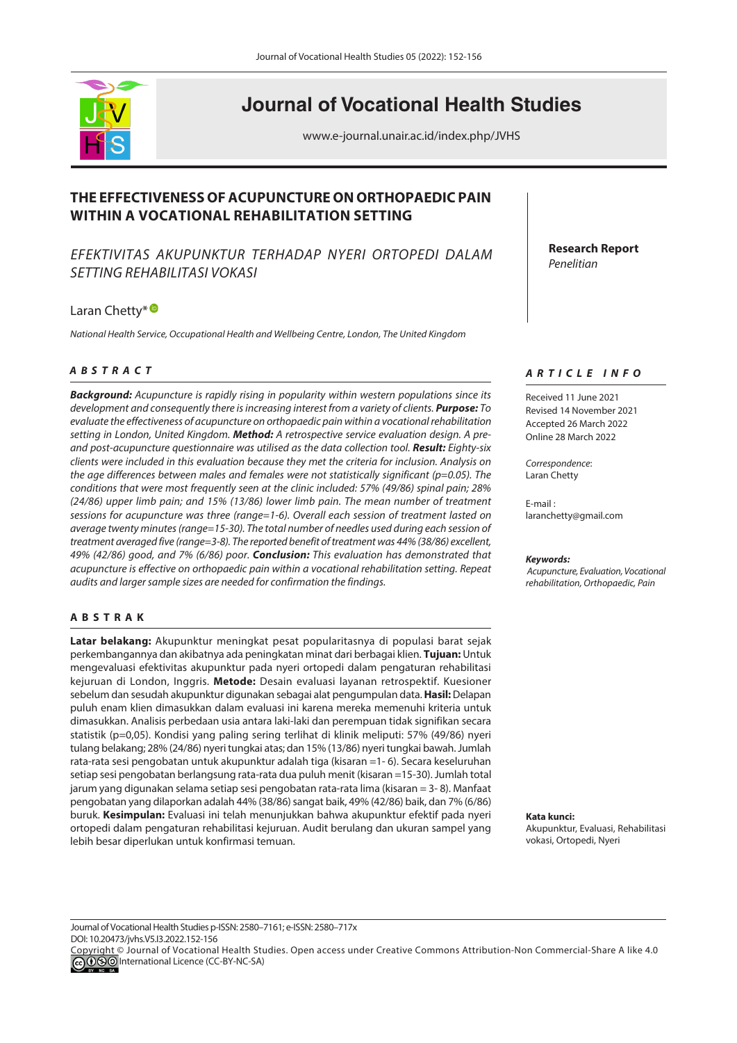# Journal of Vocational Health Studies

www.e-journal.unair.ac.id/index.php/JVHS

## THE EFFECTIVENESS OF ACUPUNCTURE ON ORTHOPAEDIC PAIN WITHIN A VOCATIONAL REHABILITATION SETTING

*EFEKTIVITAS AKUPUNKTUR TERHADAP NYERI ORTOPEDI DALAM SETTING REHABILITASI VOKASI*

**Research Report**
*Penelitian*

Laran Chetty*

*National Health Service, Occupational Health and Wellbeing Centre, London, The United Kingdom*

### ABSTRACT

***Background:*** *Acupuncture is rapidly rising in popularity within western populations since its development and consequently there is increasing interest from a variety of clients.* ***Purpose:*** *To evaluate the effectiveness of acupuncture on orthopaedic pain within a vocational rehabilitation setting in London, United Kingdom.* ***Method:*** *A retrospective service evaluation design. A pre- and post-acupuncture questionnaire was utilised as the data collection tool.* ***Result:*** *Eighty-six clients were included in this evaluation because they met the criteria for inclusion. Analysis on the age differences between males and females were not statistically significant (p=0.05). The conditions that were most frequently seen at the clinic included: 57% (49/86) spinal pain; 28% (24/86) upper limb pain; and 15% (13/86) lower limb pain. The mean number of treatment sessions for acupuncture was three (range=1-6). Overall each session of treatment lasted on average twenty minutes (range=15-30). The total number of needles used during each session of treatment averaged five (range=3-8). The reported benefit of treatment was 44% (38/86) excellent, 49% (42/86) good, and 7% (6/86) poor.* ***Conclusion:*** *This evaluation has demonstrated that acupuncture is effective on orthopaedic pain within a vocational rehabilitation setting. Repeat audits and larger sample sizes are needed for confirmation the findings.*

### ABSTRAK

**Latar belakang:** Akupunktur meningkat pesat popularitasnya di populasi barat sejak perkembangannya dan akibatnya ada peningkatan minat dari berbagai klien. **Tujuan:** Untuk mengevaluasi efektivitas akupunktur pada nyeri ortopedi dalam pengaturan rehabilitasi kejuruan di London, Inggris. **Metode:** Desain evaluasi layanan retrospektif. Kuesioner sebelum dan sesudah akupunktur digunakan sebagai alat pengumpulan data. **Hasil:** Delapan puluh enam klien dimasukkan dalam evaluasi ini karena mereka memenuhi kriteria untuk dimasukkan. Analisis perbedaan usia antara laki-laki dan perempuan tidak signifikan secara statistik (p=0,05). Kondisi yang paling sering terlihat di klinik meliputi: 57% (49/86) nyeri tulang belakang; 28% (24/86) nyeri tungkai atas; dan 15% (13/86) nyeri tungkai bawah. Jumlah rata-rata sesi pengobatan untuk akupunktur adalah tiga (kisaran =1- 6). Secara keseluruhan setiap sesi pengobatan berlangsung rata-rata dua puluh menit (kisaran =15-30). Jumlah total jarum yang digunakan selama setiap sesi pengobatan rata-rata lima (kisaran = 3- 8). Manfaat pengobatan yang dilaporkan adalah 44% (38/86) sangat baik, 49% (42/86) baik, dan 7% (6/86) buruk. **Kesimpulan:** Evaluasi ini telah menunjukkan bahwa akupunktur efektif pada nyeri ortopedi dalam pengaturan rehabilitasi kejuruan. Audit berulang dan ukuran sampel yang lebih besar diperlukan untuk konfirmasi temuan.

### ARTICLE INFO

Received 11 June 2021
Revised 14 November 2021
Accepted 26 March 2022
Online 28 March 2022

*Correspondence*:
Laran Chetty

E-mail :
laranchetty@gmail.com

***Keywords:***
*Acupuncture, Evaluation, Vocational rehabilitation, Orthopaedic, Pain*

**Kata kunci:**
Akupunktur, Evaluasi, Rehabilitasi vokasi, Ortopedi, Nyeri

Journal of Vocational Health Studies p-ISSN: 2580–7161; e-ISSN: 2580–717x
DOI: 10.20473/jvhs.V5.I3.2022.152-156
Copyright © Journal of Vocational Health Studies. Open access under Creative Commons Attribution-Non Commercial-Share A like 4.0 International Licence (CC-BY-NC-SA)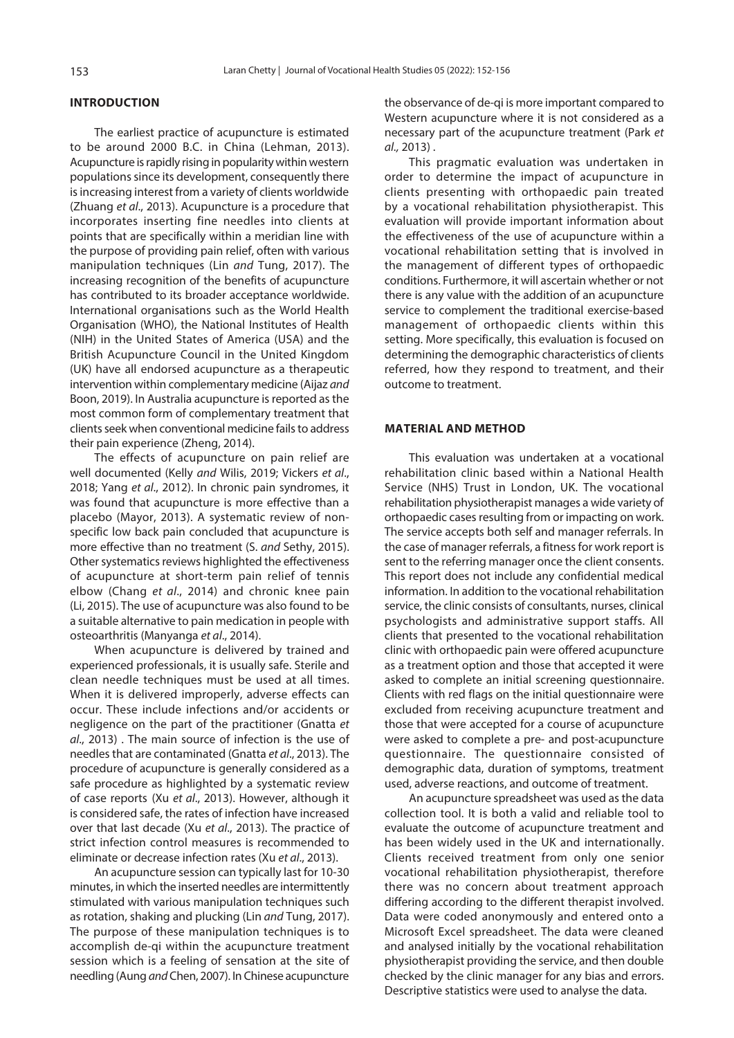## INTRODUCTION

The earliest practice of acupuncture is estimated to be around 2000 B.C. in China (Lehman, 2013). Acupuncture is rapidly rising in popularity within western populations since its development, consequently there is increasing interest from a variety of clients worldwide (Zhuang *et al*., 2013). Acupuncture is a procedure that incorporates inserting fine needles into clients at points that are specifically within a meridian line with the purpose of providing pain relief, often with various manipulation techniques (Lin *and* Tung, 2017). The increasing recognition of the benefits of acupuncture has contributed to its broader acceptance worldwide. International organisations such as the World Health Organisation (WHO), the National Institutes of Health (NIH) in the United States of America (USA) and the British Acupuncture Council in the United Kingdom (UK) have all endorsed acupuncture as a therapeutic intervention within complementary medicine (Aijaz *and* Boon, 2019). In Australia acupuncture is reported as the most common form of complementary treatment that clients seek when conventional medicine fails to address their pain experience (Zheng, 2014).

The effects of acupuncture on pain relief are well documented (Kelly *and* Wilis, 2019; Vickers *et al*., 2018; Yang *et al*., 2012). In chronic pain syndromes, it was found that acupuncture is more effective than a placebo (Mayor, 2013). A systematic review of non-specific low back pain concluded that acupuncture is more effective than no treatment (S. *and* Sethy, 2015). Other systematics reviews highlighted the effectiveness of acupuncture at short-term pain relief of tennis elbow (Chang *et al*., 2014) and chronic knee pain (Li, 2015). The use of acupuncture was also found to be a suitable alternative to pain medication in people with osteoarthritis (Manyanga *et al*., 2014).

When acupuncture is delivered by trained and experienced professionals, it is usually safe. Sterile and clean needle techniques must be used at all times. When it is delivered improperly, adverse effects can occur. These include infections and/or accidents or negligence on the part of the practitioner (Gnatta *et al*., 2013) . The main source of infection is the use of needles that are contaminated (Gnatta *et al*., 2013). The procedure of acupuncture is generally considered as a safe procedure as highlighted by a systematic review of case reports (Xu *et al*., 2013). However, although it is considered safe, the rates of infection have increased over that last decade (Xu *et al*., 2013). The practice of strict infection control measures is recommended to eliminate or decrease infection rates (Xu *et al*., 2013).

An acupuncture session can typically last for 10-30 minutes, in which the inserted needles are intermittently stimulated with various manipulation techniques such as rotation, shaking and plucking (Lin *and* Tung, 2017). The purpose of these manipulation techniques is to accomplish de-qi within the acupuncture treatment session which is a feeling of sensation at the site of needling (Aung *and* Chen, 2007). In Chinese acupuncture the observance of de-qi is more important compared to Western acupuncture where it is not considered as a necessary part of the acupuncture treatment (Park *et al.,* 2013) .

This pragmatic evaluation was undertaken in order to determine the impact of acupuncture in clients presenting with orthopaedic pain treated by a vocational rehabilitation physiotherapist. This evaluation will provide important information about the effectiveness of the use of acupuncture within a vocational rehabilitation setting that is involved in the management of different types of orthopaedic conditions. Furthermore, it will ascertain whether or not there is any value with the addition of an acupuncture service to complement the traditional exercise-based management of orthopaedic clients within this setting. More specifically, this evaluation is focused on determining the demographic characteristics of clients referred, how they respond to treatment, and their outcome to treatment.

## MATERIAL AND METHOD

This evaluation was undertaken at a vocational rehabilitation clinic based within a National Health Service (NHS) Trust in London, UK. The vocational rehabilitation physiotherapist manages a wide variety of orthopaedic cases resulting from or impacting on work. The service accepts both self and manager referrals. In the case of manager referrals, a fitness for work report is sent to the referring manager once the client consents. This report does not include any confidential medical information. In addition to the vocational rehabilitation service, the clinic consists of consultants, nurses, clinical psychologists and administrative support staffs. All clients that presented to the vocational rehabilitation clinic with orthopaedic pain were offered acupuncture as a treatment option and those that accepted it were asked to complete an initial screening questionnaire. Clients with red flags on the initial questionnaire were excluded from receiving acupuncture treatment and those that were accepted for a course of acupuncture were asked to complete a pre- and post-acupuncture questionnaire. The questionnaire consisted of demographic data, duration of symptoms, treatment used, adverse reactions, and outcome of treatment.

An acupuncture spreadsheet was used as the data collection tool. It is both a valid and reliable tool to evaluate the outcome of acupuncture treatment and has been widely used in the UK and internationally. Clients received treatment from only one senior vocational rehabilitation physiotherapist, therefore there was no concern about treatment approach differing according to the different therapist involved. Data were coded anonymously and entered onto a Microsoft Excel spreadsheet. The data were cleaned and analysed initially by the vocational rehabilitation physiotherapist providing the service, and then double checked by the clinic manager for any bias and errors. Descriptive statistics were used to analyse the data.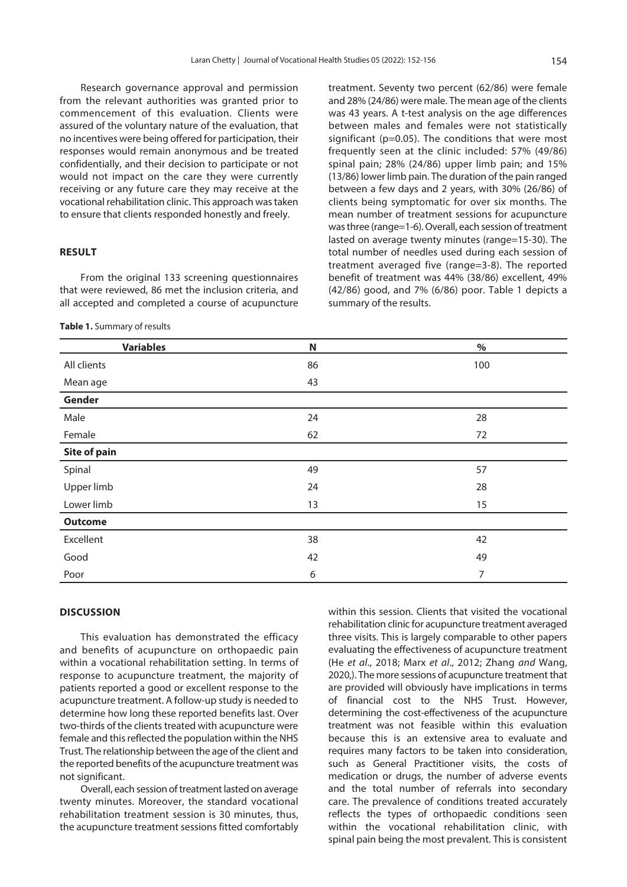Research governance approval and permission from the relevant authorities was granted prior to commencement of this evaluation. Clients were assured of the voluntary nature of the evaluation, that no incentives were being offered for participation, their responses would remain anonymous and be treated confidentially, and their decision to participate or not would not impact on the care they were currently receiving or any future care they may receive at the vocational rehabilitation clinic. This approach was taken to ensure that clients responded honestly and freely.

## RESULT

From the original 133 screening questionnaires that were reviewed, 86 met the inclusion criteria, and all accepted and completed a course of acupuncture treatment. Seventy two percent (62/86) were female and 28% (24/86) were male. The mean age of the clients was 43 years. A t-test analysis on the age differences between males and females were not statistically significant (p=0.05). The conditions that were most frequently seen at the clinic included: 57% (49/86) spinal pain; 28% (24/86) upper limb pain; and 15% (13/86) lower limb pain. The duration of the pain ranged between a few days and 2 years, with 30% (26/86) of clients being symptomatic for over six months. The mean number of treatment sessions for acupuncture was three (range=1-6). Overall, each session of treatment lasted on average twenty minutes (range=15-30). The total number of needles used during each session of treatment averaged five (range=3-8). The reported benefit of treatment was 44% (38/86) excellent, 49% (42/86) good, and 7% (6/86) poor. Table 1 depicts a summary of the results.

**Table 1.** Summary of results

| Variables | N | % |
|---|---|---|
| All clients | 86 | 100 |
| Mean age | 43 | |
| **Gender** | | |
| Male | 24 | 28 |
| Female | 62 | 72 |
| **Site of pain** | | |
| Spinal | 49 | 57 |
| Upper limb | 24 | 28 |
| Lower limb | 13 | 15 |
| **Outcome** | | |
| Excellent | 38 | 42 |
| Good | 42 | 49 |
| Poor | 6 | 7 |

## DISCUSSION

This evaluation has demonstrated the efficacy and benefits of acupuncture on orthopaedic pain within a vocational rehabilitation setting. In terms of response to acupuncture treatment, the majority of patients reported a good or excellent response to the acupuncture treatment. A follow-up study is needed to determine how long these reported benefits last. Over two-thirds of the clients treated with acupuncture were female and this reflected the population within the NHS Trust. The relationship between the age of the client and the reported benefits of the acupuncture treatment was not significant.

Overall, each session of treatment lasted on average twenty minutes. Moreover, the standard vocational rehabilitation treatment session is 30 minutes, thus, the acupuncture treatment sessions fitted comfortably within this session. Clients that visited the vocational rehabilitation clinic for acupuncture treatment averaged three visits. This is largely comparable to other papers evaluating the effectiveness of acupuncture treatment (He *et al*., 2018; Marx *et al*., 2012; Zhang *and* Wang, 2020,). The more sessions of acupuncture treatment that are provided will obviously have implications in terms of financial cost to the NHS Trust. However, determining the cost-effectiveness of the acupuncture treatment was not feasible within this evaluation because this is an extensive area to evaluate and requires many factors to be taken into consideration, such as General Practitioner visits, the costs of medication or drugs, the number of adverse events and the total number of referrals into secondary care. The prevalence of conditions treated accurately reflects the types of orthopaedic conditions seen within the vocational rehabilitation clinic, with spinal pain being the most prevalent. This is consistent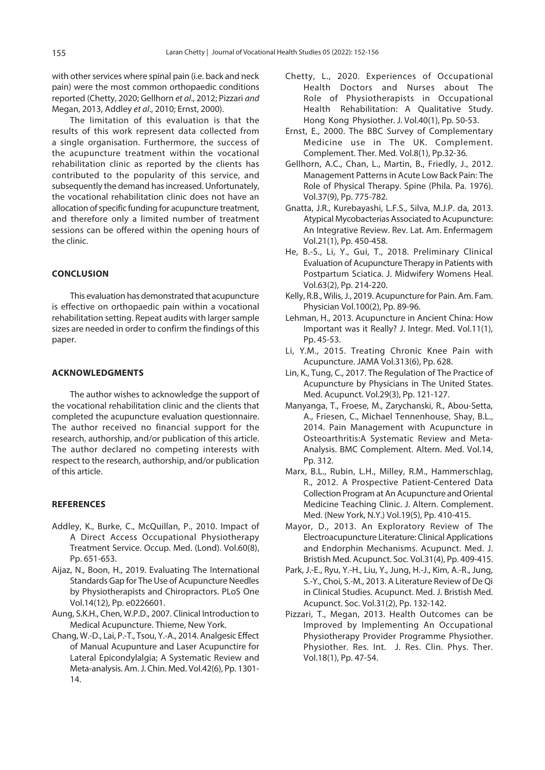with other services where spinal pain (i.e. back and neck pain) were the most common orthopaedic conditions reported (Chetty, 2020; Gellhorn *et al*., 2012; Pizzari *and* Megan, 2013, Addley *et al*., 2010; Ernst, 2000).

The limitation of this evaluation is that the results of this work represent data collected from a single organisation. Furthermore, the success of the acupuncture treatment within the vocational rehabilitation clinic as reported by the clients has contributed to the popularity of this service, and subsequently the demand has increased. Unfortunately, the vocational rehabilitation clinic does not have an allocation of specific funding for acupuncture treatment, and therefore only a limited number of treatment sessions can be offered within the opening hours of the clinic.

## CONCLUSION

This evaluation has demonstrated that acupuncture is effective on orthopaedic pain within a vocational rehabilitation setting. Repeat audits with larger sample sizes are needed in order to confirm the findings of this paper.

## ACKNOWLEDGMENTS

The author wishes to acknowledge the support of the vocational rehabilitation clinic and the clients that completed the acupuncture evaluation questionnaire. The author received no financial support for the research, authorship, and/or publication of this article. The author declared no competing interests with respect to the research, authorship, and/or publication of this article.

## REFERENCES

Addley, K., Burke, C., McQuillan, P., 2010. Impact of A Direct Access Occupational Physiotherapy Treatment Service. Occup. Med. (Lond). Vol.60(8), Pp. 651-653.

Aijaz, N., Boon, H., 2019. Evaluating The International Standards Gap for The Use of Acupuncture Needles by Physiotherapists and Chiropractors. PLoS One Vol.14(12), Pp. e0226601.

Aung, S.K.H., Chen, W.P.D., 2007. Clinical Introduction to Medical Acupuncture. Thieme, New York.

Chang, W.-D., Lai, P.-T., Tsou, Y.-A., 2014. Analgesic Effect of Manual Acupunture and Laser Acupunctire for Lateral Epicondylalgia; A Systematic Review and Meta-analysis. Am. J. Chin. Med. Vol.42(6), Pp. 1301-14.

Chetty, L., 2020. Experiences of Occupational Health Doctors and Nurses about The Role of Physiotherapists in Occupational Health Rehabilitation: A Qualitative Study. Hong Kong Physiother. J. Vol.40(1), Pp. 50-53.

Ernst, E., 2000. The BBC Survey of Complementary Medicine use in The UK. Complement. Complement. Ther. Med. Vol.8(1), Pp.32-36.

Gellhorn, A.C., Chan, L., Martin, B., Friedly, J., 2012. Management Patterns in Acute Low Back Pain: The Role of Physical Therapy. Spine (Phila. Pa. 1976). Vol.37(9), Pp. 775-782.

Gnatta, J.R., Kurebayashi, L.F.S., Silva, M.J.P. da, 2013. Atypical Mycobacterias Associated to Acupuncture: An Integrative Review. Rev. Lat. Am. Enfermagem Vol.21(1), Pp. 450-458.

He, B.-S., Li, Y., Gui, T., 2018. Preliminary Clinical Evaluation of Acupuncture Therapy in Patients with Postpartum Sciatica. J. Midwifery Womens Heal. Vol.63(2), Pp. 214-220.

Kelly, R.B., Wilis, J., 2019. Acupuncture for Pain. Am. Fam. Physician Vol.100(2), Pp. 89-96.

Lehman, H., 2013. Acupuncture in Ancient China: How Important was it Really? J. Integr. Med. Vol.11(1), Pp. 45-53.

Li, Y.M., 2015. Treating Chronic Knee Pain with Acupuncture. JAMA Vol.313(6), Pp. 628.

Lin, K., Tung, C., 2017. The Regulation of The Practice of Acupuncture by Physicians in The United States. Med. Acupunct. Vol.29(3), Pp. 121-127.

Manyanga, T., Froese, M., Zarychanski, R., Abou-Setta, A., Friesen, C., Michael Tennenhouse, Shay, B.L., 2014. Pain Management with Acupuncture in Osteoarthritis:A Systematic Review and Meta-Analysis. BMC Complement. Altern. Med. Vol.14, Pp. 312.

Marx, B.L., Rubin, L.H., Milley, R.M., Hammerschlag, R., 2012. A Prospective Patient-Centered Data Collection Program at An Acupuncture and Oriental Medicine Teaching Clinic. J. Altern. Complement. Med. (New York, N.Y.) Vol.19(5), Pp. 410-415.

Mayor, D., 2013. An Exploratory Review of The Electroacupuncture Literature: Clinical Applications and Endorphin Mechanisms. Acupunct. Med. J. Bristish Med. Acupunct. Soc. Vol.31(4), Pp. 409-415.

Park, J.-E., Ryu, Y.-H., Liu, Y., Jung, H.-J., Kim, A.-R., Jung, S.-Y., Choi, S.-M., 2013. A Literature Review of De Qi in Clinical Studies. Acupunct. Med. J. Bristish Med. Acupunct. Soc. Vol.31(2), Pp. 132-142.

Pizzari, T., Megan, 2013. Health Outcomes can be Improved by Implementing An Occupational Physiotherapy Provider Programme Physiother. Physiother. Res. Int. J. Res. Clin. Phys. Ther. Vol.18(1), Pp. 47-54.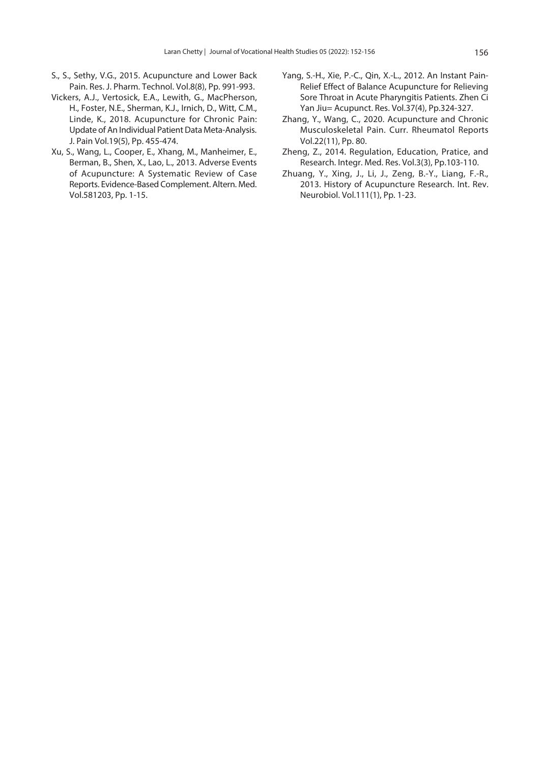S., S., Sethy, V.G., 2015. Acupuncture and Lower Back Pain. Res. J. Pharm. Technol. Vol.8(8), Pp. 991-993.

Vickers, A.J., Vertosick, E.A., Lewith, G., MacPherson, H., Foster, N.E., Sherman, K.J., Irnich, D., Witt, C.M., Linde, K., 2018. Acupuncture for Chronic Pain: Update of An Individual Patient Data Meta-Analysis. J. Pain Vol.19(5), Pp. 455-474.

Xu, S., Wang, L., Cooper, E., Xhang, M., Manheimer, E., Berman, B., Shen, X., Lao, L., 2013. Adverse Events of Acupuncture: A Systematic Review of Case Reports. Evidence-Based Complement. Altern. Med. Vol.581203, Pp. 1-15.

Yang, S.-H., Xie, P.-C., Qin, X.-L., 2012. An Instant Pain-Relief Effect of Balance Acupuncture for Relieving Sore Throat in Acute Pharyngitis Patients. Zhen Ci Yan Jiu= Acupunct. Res. Vol.37(4), Pp.324-327.

Zhang, Y., Wang, C., 2020. Acupuncture and Chronic Musculoskeletal Pain. Curr. Rheumatol Reports Vol.22(11), Pp. 80.

Zheng, Z., 2014. Regulation, Education, Pratice, and Research. Integr. Med. Res. Vol.3(3), Pp.103-110.

Zhuang, Y., Xing, J., Li, J., Zeng, B.-Y., Liang, F.-R., 2013. History of Acupuncture Research. Int. Rev. Neurobiol. Vol.111(1), Pp. 1-23.